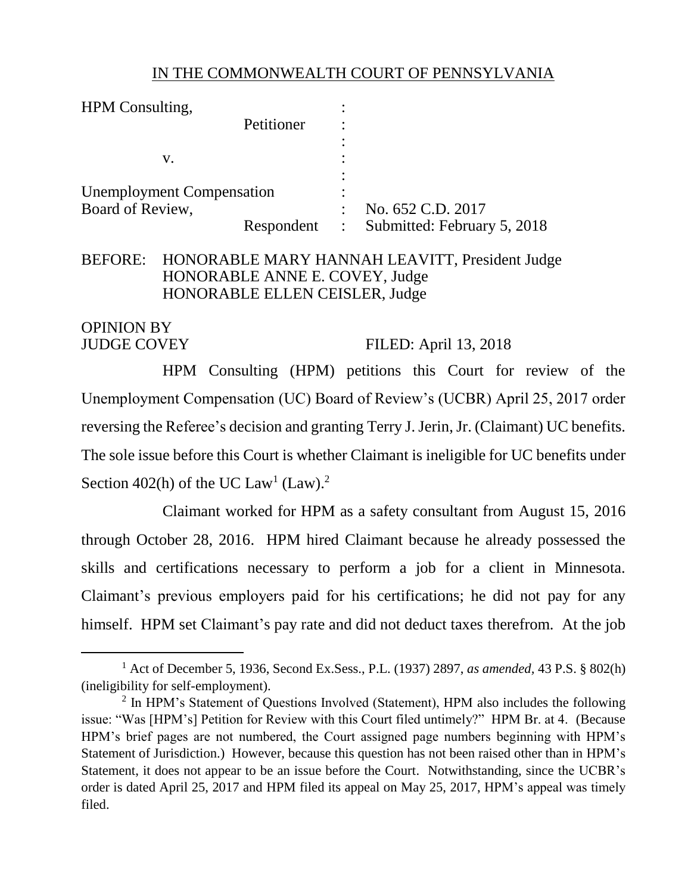IN THE COMMONWEALTH COURT OF PENNSYLVANIA

HPM Consulting, :
Petitioner :
:
v. :
:
Unemployment Compensation :
Board of Review, : No. 652 C.D. 2017
Respondent : Submitted: February 5, 2018

BEFORE: HONORABLE MARY HANNAH LEAVITT, President Judge
HONORABLE ANNE E. COVEY, Judge
HONORABLE ELLEN CEISLER, Judge

OPINION BY
JUDGE COVEY FILED: April 13, 2018

HPM Consulting (HPM) petitions this Court for review of the Unemployment Compensation (UC) Board of Review's (UCBR) April 25, 2017 order reversing the Referee's decision and granting Terry J. Jerin, Jr. (Claimant) UC benefits. The sole issue before this Court is whether Claimant is ineligible for UC benefits under Section 402(h) of the UC Law[1] (Law).[2]

Claimant worked for HPM as a safety consultant from August 15, 2016 through October 28, 2016. HPM hired Claimant because he already possessed the skills and certifications necessary to perform a job for a client in Minnesota. Claimant's previous employers paid for his certifications; he did not pay for any himself. HPM set Claimant's pay rate and did not deduct taxes therefrom. At the job

---

[1] Act of December 5, 1936, Second Ex.Sess., P.L. (1937) 2897, *as amended,* 43 P.S. § 802(h) (ineligibility for self-employment).

[2] In HPM's Statement of Questions Involved (Statement), HPM also includes the following issue: "Was [HPM's] Petition for Review with this Court filed untimely?" HPM Br. at 4. (Because HPM's brief pages are not numbered, the Court assigned page numbers beginning with HPM's Statement of Jurisdiction.) However, because this question has not been raised other than in HPM's Statement, it does not appear to be an issue before the Court. Notwithstanding, since the UCBR's order is dated April 25, 2017 and HPM filed its appeal on May 25, 2017, HPM's appeal was timely filed.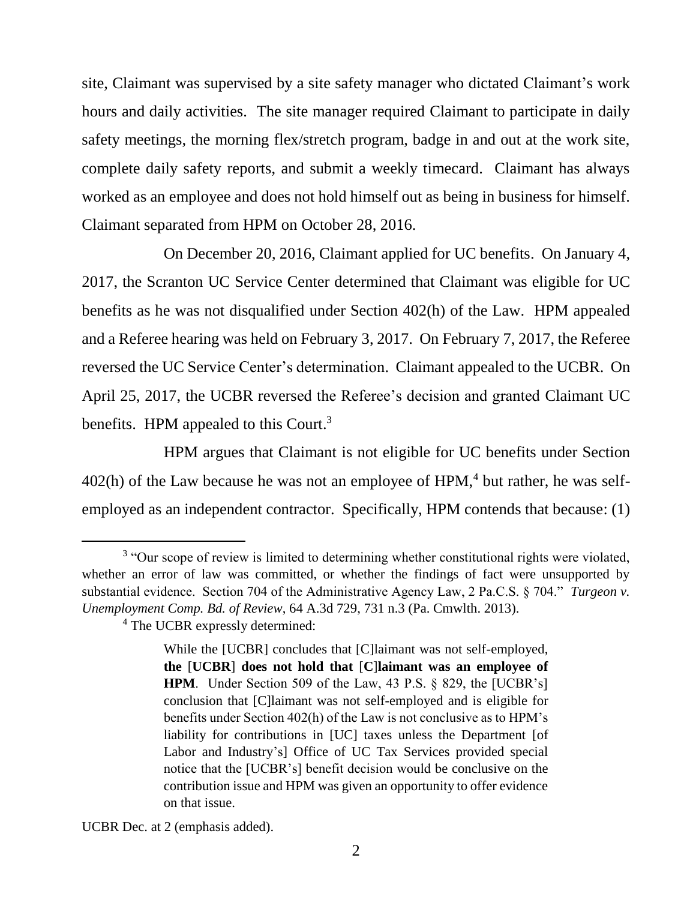site, Claimant was supervised by a site safety manager who dictated Claimant's work hours and daily activities. The site manager required Claimant to participate in daily safety meetings, the morning flex/stretch program, badge in and out at the work site, complete daily safety reports, and submit a weekly timecard. Claimant has always worked as an employee and does not hold himself out as being in business for himself. Claimant separated from HPM on October 28, 2016.

On December 20, 2016, Claimant applied for UC benefits. On January 4, 2017, the Scranton UC Service Center determined that Claimant was eligible for UC benefits as he was not disqualified under Section 402(h) of the Law. HPM appealed and a Referee hearing was held on February 3, 2017. On February 7, 2017, the Referee reversed the UC Service Center's determination. Claimant appealed to the UCBR. On April 25, 2017, the UCBR reversed the Referee's decision and granted Claimant UC benefits. HPM appealed to this Court.[3]

HPM argues that Claimant is not eligible for UC benefits under Section 402(h) of the Law because he was not an employee of HPM,[4] but rather, he was self-employed as an independent contractor. Specifically, HPM contends that because: (1)

---

[3] "Our scope of review is limited to determining whether constitutional rights were violated, whether an error of law was committed, or whether the findings of fact were unsupported by substantial evidence. Section 704 of the Administrative Agency Law, 2 Pa.C.S. § 704." *Turgeon v. Unemployment Comp. Bd. of Review*, 64 A.3d 729, 731 n.3 (Pa. Cmwlth. 2013).

[4] The UCBR expressly determined:

> While the [UCBR] concludes that [C]laimant was not self-employed, **the [UCBR] does not hold that [C]laimant was an employee of HPM**. Under Section 509 of the Law, 43 P.S. § 829, the [UCBR's] conclusion that [C]laimant was not self-employed and is eligible for benefits under Section 402(h) of the Law is not conclusive as to HPM's liability for contributions in [UC] taxes unless the Department [of Labor and Industry's] Office of UC Tax Services provided special notice that the [UCBR's] benefit decision would be conclusive on the contribution issue and HPM was given an opportunity to offer evidence on that issue.

UCBR Dec. at 2 (emphasis added).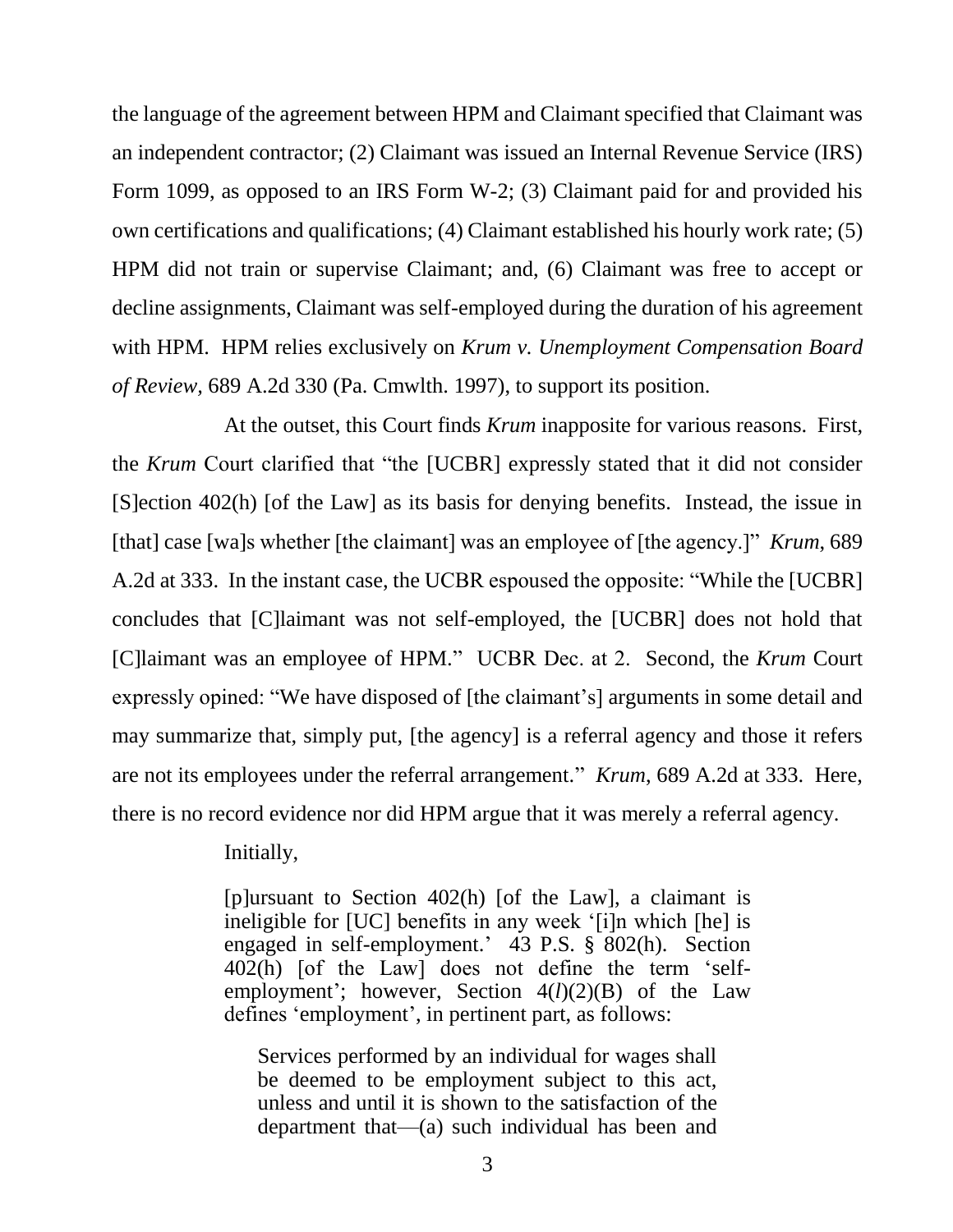the language of the agreement between HPM and Claimant specified that Claimant was an independent contractor; (2) Claimant was issued an Internal Revenue Service (IRS) Form 1099, as opposed to an IRS Form W-2; (3) Claimant paid for and provided his own certifications and qualifications; (4) Claimant established his hourly work rate; (5) HPM did not train or supervise Claimant; and, (6) Claimant was free to accept or decline assignments, Claimant was self-employed during the duration of his agreement with HPM. HPM relies exclusively on *Krum v. Unemployment Compensation Board of Review*, 689 A.2d 330 (Pa. Cmwlth. 1997), to support its position.

At the outset, this Court finds *Krum* inapposite for various reasons. First, the *Krum* Court clarified that "the [UCBR] expressly stated that it did not consider [S]ection 402(h) [of the Law] as its basis for denying benefits. Instead, the issue in [that] case [wa]s whether [the claimant] was an employee of [the agency.]" *Krum*, 689 A.2d at 333. In the instant case, the UCBR espoused the opposite: "While the [UCBR] concludes that [C]laimant was not self-employed, the [UCBR] does not hold that [C]laimant was an employee of HPM." UCBR Dec. at 2. Second, the *Krum* Court expressly opined: "We have disposed of [the claimant's] arguments in some detail and may summarize that, simply put, [the agency] is a referral agency and those it refers are not its employees under the referral arrangement." *Krum*, 689 A.2d at 333. Here, there is no record evidence nor did HPM argue that it was merely a referral agency.

Initially,

> [p]ursuant to Section 402(h) [of the Law], a claimant is ineligible for [UC] benefits in any week '[i]n which [he] is engaged in self-employment.' 43 P.S. § 802(h). Section 402(h) [of the Law] does not define the term 'self-employment'; however, Section 4(*l*)(2)(B) of the Law defines 'employment', in pertinent part, as follows:
>
> > Services performed by an individual for wages shall be deemed to be employment subject to this act, unless and until it is shown to the satisfaction of the department that—(a) such individual has been and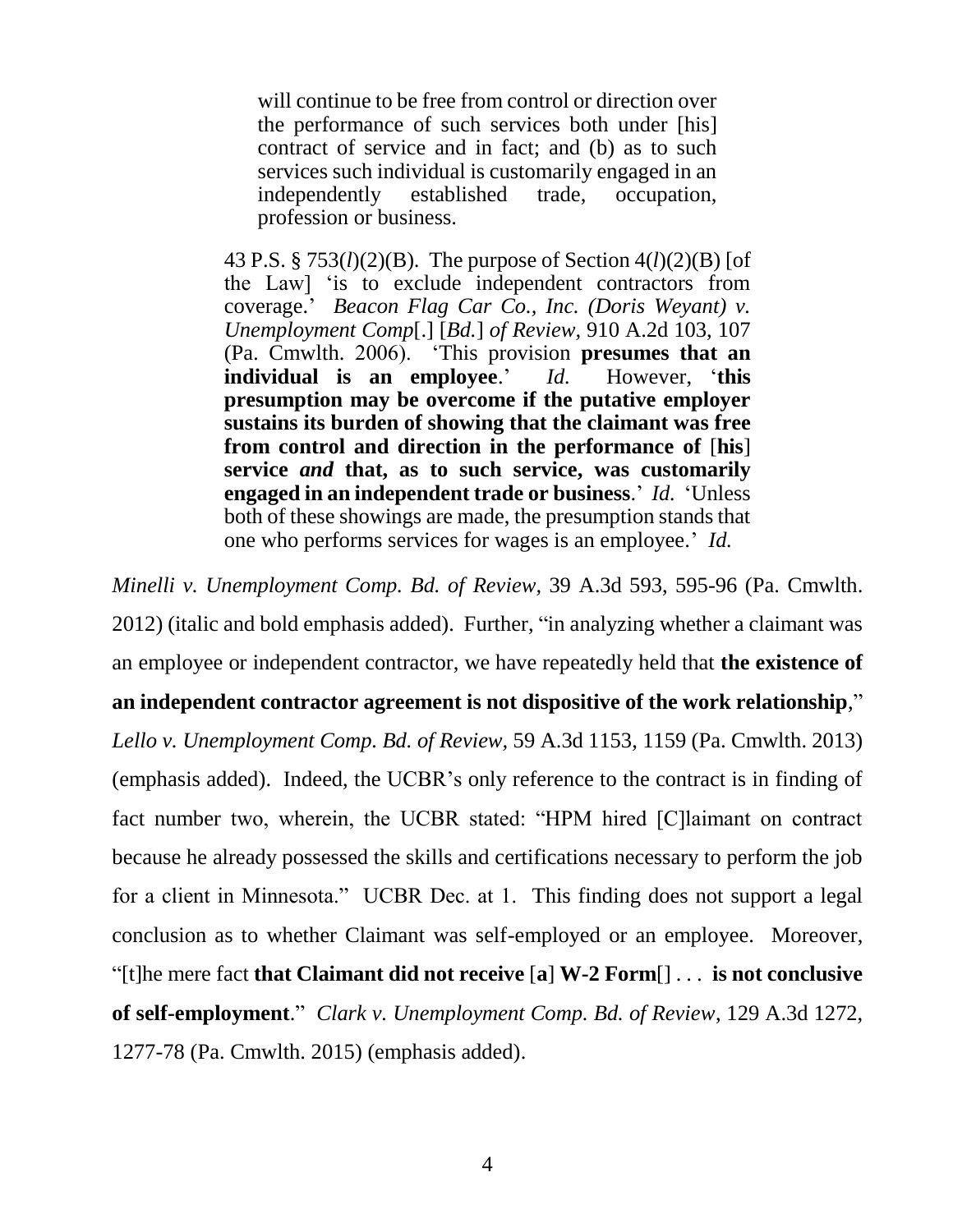> will continue to be free from control or direction over the performance of such services both under [his] contract of service and in fact; and (b) as to such services such individual is customarily engaged in an independently established trade, occupation, profession or business.
>
> 43 P.S. § 753(*l*)(2)(B). The purpose of Section 4(*l*)(2)(B) [of the Law] 'is to exclude independent contractors from coverage.' *Beacon Flag Car Co., Inc. (Doris Weyant) v. Unemployment Comp*[.] [*Bd.*] *of Review*, 910 A.2d 103, 107 (Pa. Cmwlth. 2006). 'This provision **presumes that an individual is an employee**.' *Id.* However, '**this presumption may be overcome if the putative employer sustains its burden of showing that the claimant was free from control and direction in the performance of** [**his**] **service *and* that, as to such service, was customarily engaged in an independent trade or business**.' *Id.* 'Unless both of these showings are made, the presumption stands that one who performs services for wages is an employee.' *Id.*

*Minelli v. Unemployment Comp. Bd. of Review*, 39 A.3d 593, 595-96 (Pa. Cmwlth. 2012) (italic and bold emphasis added). Further, "in analyzing whether a claimant was an employee or independent contractor, we have repeatedly held that **the existence of an independent contractor agreement is not dispositive of the work relationship**," *Lello v. Unemployment Comp. Bd. of Review*, 59 A.3d 1153, 1159 (Pa. Cmwlth. 2013) (emphasis added). Indeed, the UCBR's only reference to the contract is in finding of fact number two, wherein, the UCBR stated: "HPM hired [C]laimant on contract because he already possessed the skills and certifications necessary to perform the job for a client in Minnesota." UCBR Dec. at 1. This finding does not support a legal conclusion as to whether Claimant was self-employed or an employee. Moreover, "[t]he mere fact **that Claimant did not receive** [**a**] **W-2 Form**[] . . . **is not conclusive of self-employment**." *Clark v. Unemployment Comp. Bd. of Review*, 129 A.3d 1272, 1277-78 (Pa. Cmwlth. 2015) (emphasis added).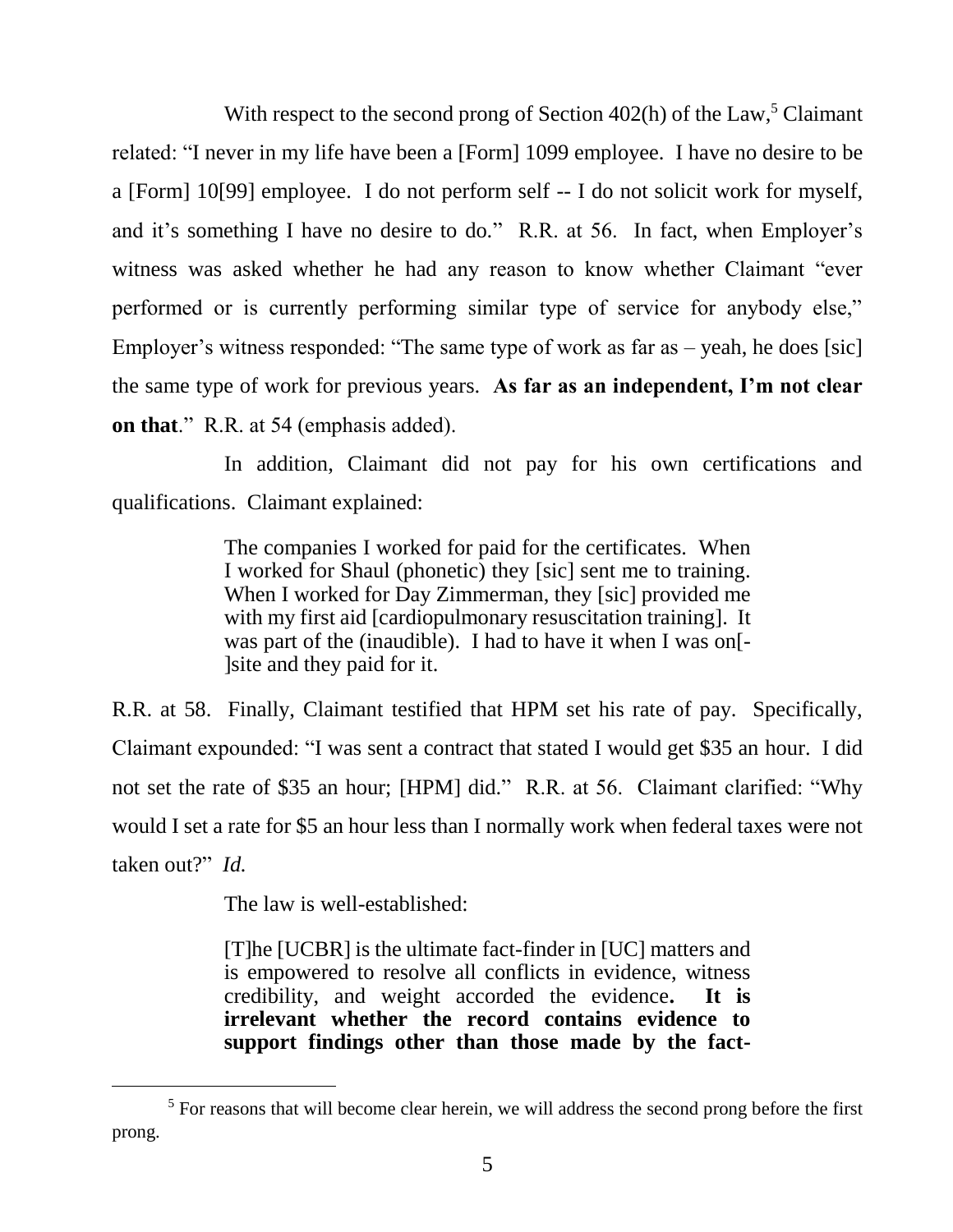With respect to the second prong of Section 402(h) of the Law,[5] Claimant related: "I never in my life have been a [Form] 1099 employee. I have no desire to be a [Form] 10[99] employee. I do not perform self -- I do not solicit work for myself, and it's something I have no desire to do." R.R. at 56. In fact, when Employer's witness was asked whether he had any reason to know whether Claimant "ever performed or is currently performing similar type of service for anybody else," Employer's witness responded: "The same type of work as far as – yeah, he does [sic] the same type of work for previous years. **As far as an independent, I'm not clear on that**." R.R. at 54 (emphasis added).

In addition, Claimant did not pay for his own certifications and qualifications. Claimant explained:

> The companies I worked for paid for the certificates. When I worked for Shaul (phonetic) they [sic] sent me to training. When I worked for Day Zimmerman, they [sic] provided me with my first aid [cardiopulmonary resuscitation training]. It was part of the (inaudible). I had to have it when I was on[-]site and they paid for it.

R.R. at 58. Finally, Claimant testified that HPM set his rate of pay. Specifically, Claimant expounded: "I was sent a contract that stated I would get $35 an hour. I did not set the rate of $35 an hour; [HPM] did." R.R. at 56. Claimant clarified: "Why would I set a rate for $5 an hour less than I normally work when federal taxes were not taken out?" *Id.*

The law is well-established:

> [T]he [UCBR] is the ultimate fact-finder in [UC] matters and is empowered to resolve all conflicts in evidence, witness credibility, and weight accorded the evidence**. It is irrelevant whether the record contains evidence to support findings other than those made by the fact-**

[5] For reasons that will become clear herein, we will address the second prong before the first prong.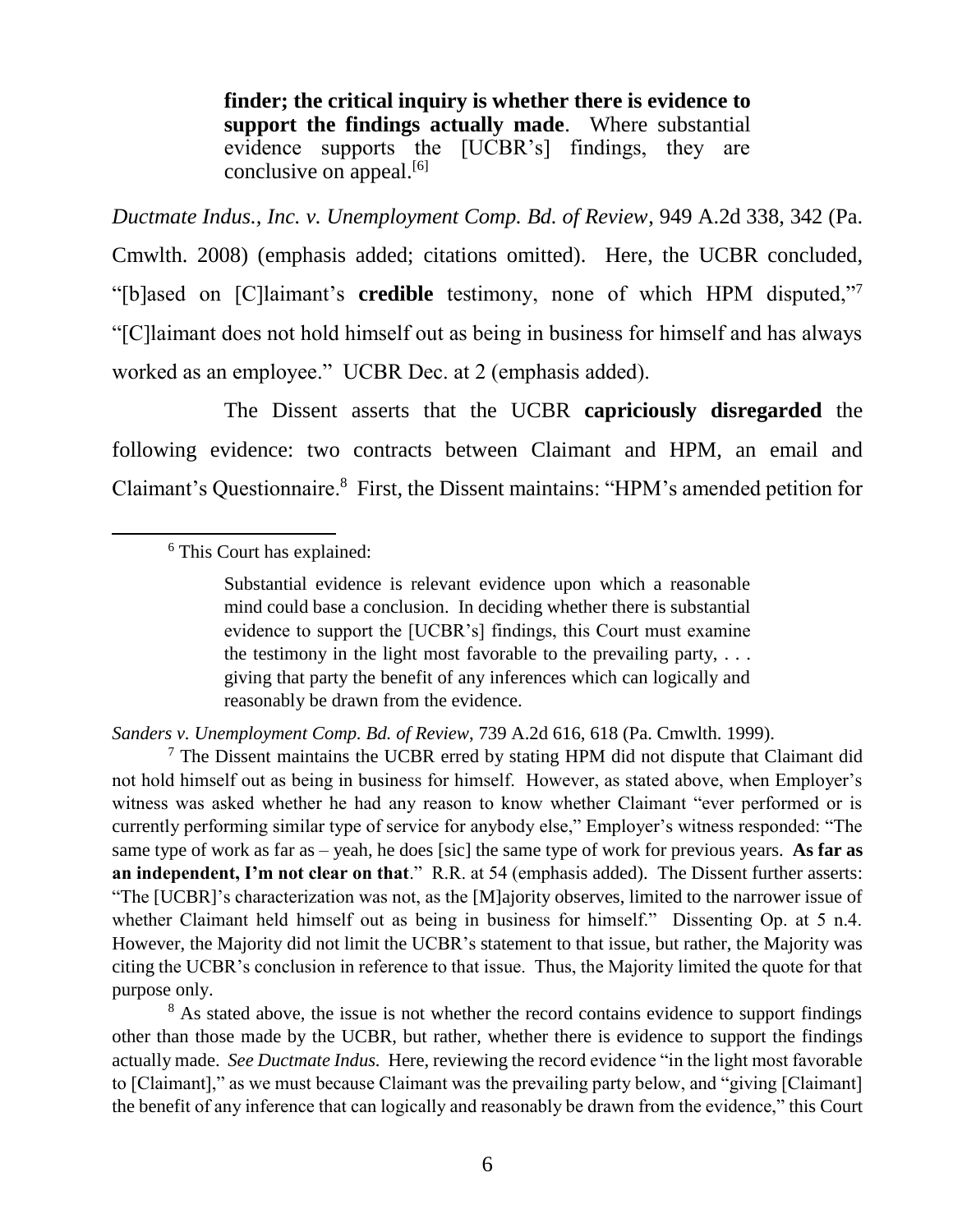> **finder; the critical inquiry is whether there is evidence to support the findings actually made**. Where substantial evidence supports the [UCBR's] findings, they are conclusive on appeal.[6]

*Ductmate Indus., Inc. v. Unemployment Comp. Bd. of Review*, 949 A.2d 338, 342 (Pa. Cmwlth. 2008) (emphasis added; citations omitted). Here, the UCBR concluded, "[b]ased on [C]laimant's **credible** testimony, none of which HPM disputed,"[7] "[C]laimant does not hold himself out as being in business for himself and has always worked as an employee." UCBR Dec. at 2 (emphasis added).

The Dissent asserts that the UCBR **capriciously disregarded** the following evidence: two contracts between Claimant and HPM, an email and Claimant's Questionnaire.[8] First, the Dissent maintains: "HPM's amended petition for

---

[6] This Court has explained:

> Substantial evidence is relevant evidence upon which a reasonable mind could base a conclusion. In deciding whether there is substantial evidence to support the [UCBR's] findings, this Court must examine the testimony in the light most favorable to the prevailing party, . . . giving that party the benefit of any inferences which can logically and reasonably be drawn from the evidence.

*Sanders v. Unemployment Comp. Bd. of Review*, 739 A.2d 616, 618 (Pa. Cmwlth. 1999).

[7] The Dissent maintains the UCBR erred by stating HPM did not dispute that Claimant did not hold himself out as being in business for himself. However, as stated above, when Employer's witness was asked whether he had any reason to know whether Claimant "ever performed or is currently performing similar type of service for anybody else," Employer's witness responded: "The same type of work as far as – yeah, he does [sic] the same type of work for previous years. **As far as an independent, I'm not clear on that**." R.R. at 54 (emphasis added). The Dissent further asserts: "The [UCBR]'s characterization was not, as the [M]ajority observes, limited to the narrower issue of whether Claimant held himself out as being in business for himself." Dissenting Op. at 5 n.4. However, the Majority did not limit the UCBR's statement to that issue, but rather, the Majority was citing the UCBR's conclusion in reference to that issue. Thus, the Majority limited the quote for that purpose only.

[8] As stated above, the issue is not whether the record contains evidence to support findings other than those made by the UCBR, but rather, whether there is evidence to support the findings actually made. *See Ductmate Indus.* Here, reviewing the record evidence "in the light most favorable to [Claimant]," as we must because Claimant was the prevailing party below, and "giving [Claimant] the benefit of any inference that can logically and reasonably be drawn from the evidence," this Court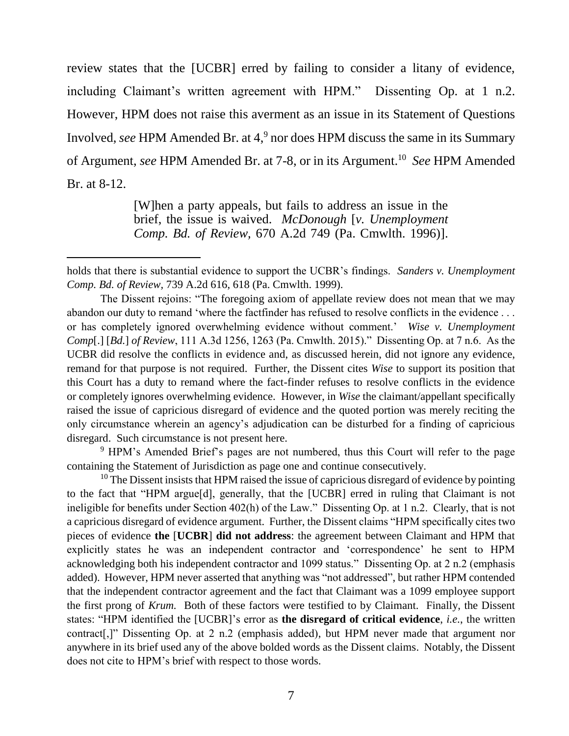review states that the [UCBR] erred by failing to consider a litany of evidence, including Claimant's written agreement with HPM." Dissenting Op. at 1 n.2. However, HPM does not raise this averment as an issue in its Statement of Questions Involved, *see* HPM Amended Br. at 4,[9] nor does HPM discuss the same in its Summary of Argument, *see* HPM Amended Br. at 7-8, or in its Argument.[10] *See* HPM Amended Br. at 8-12.

> [W]hen a party appeals, but fails to address an issue in the brief, the issue is waived. *McDonough* [*v. Unemployment Comp. Bd. of Review,* 670 A.2d 749 (Pa. Cmwlth. 1996)].

---

holds that there is substantial evidence to support the UCBR's findings. *Sanders v. Unemployment Comp. Bd. of Review*, 739 A.2d 616, 618 (Pa. Cmwlth. 1999).

The Dissent rejoins: "The foregoing axiom of appellate review does not mean that we may abandon our duty to remand 'where the factfinder has refused to resolve conflicts in the evidence . . . or has completely ignored overwhelming evidence without comment.' *Wise v. Unemployment Comp*[.] [*Bd.*] *of Review*, 111 A.3d 1256, 1263 (Pa. Cmwlth. 2015)." Dissenting Op. at 7 n.6. As the UCBR did resolve the conflicts in evidence and, as discussed herein, did not ignore any evidence, remand for that purpose is not required. Further, the Dissent cites *Wise* to support its position that this Court has a duty to remand where the fact-finder refuses to resolve conflicts in the evidence or completely ignores overwhelming evidence. However, in *Wise* the claimant/appellant specifically raised the issue of capricious disregard of evidence and the quoted portion was merely reciting the only circumstance wherein an agency's adjudication can be disturbed for a finding of capricious disregard. Such circumstance is not present here.

[9] HPM's Amended Brief's pages are not numbered, thus this Court will refer to the page containing the Statement of Jurisdiction as page one and continue consecutively.

[10] The Dissent insists that HPM raised the issue of capricious disregard of evidence by pointing to the fact that "HPM argue[d], generally, that the [UCBR] erred in ruling that Claimant is not ineligible for benefits under Section 402(h) of the Law." Dissenting Op. at 1 n.2. Clearly, that is not a capricious disregard of evidence argument. Further, the Dissent claims "HPM specifically cites two pieces of evidence **the** [**UCBR**] **did not address**: the agreement between Claimant and HPM that explicitly states he was an independent contractor and 'correspondence' he sent to HPM acknowledging both his independent contractor and 1099 status." Dissenting Op. at 2 n.2 (emphasis added). However, HPM never asserted that anything was "not addressed", but rather HPM contended that the independent contractor agreement and the fact that Claimant was a 1099 employee support the first prong of *Krum.* Both of these factors were testified to by Claimant. Finally, the Dissent states: "HPM identified the [UCBR]'s error as **the disregard of critical evidence**, *i.e.*, the written contract[,]" Dissenting Op. at 2 n.2 (emphasis added), but HPM never made that argument nor anywhere in its brief used any of the above bolded words as the Dissent claims. Notably, the Dissent does not cite to HPM's brief with respect to those words.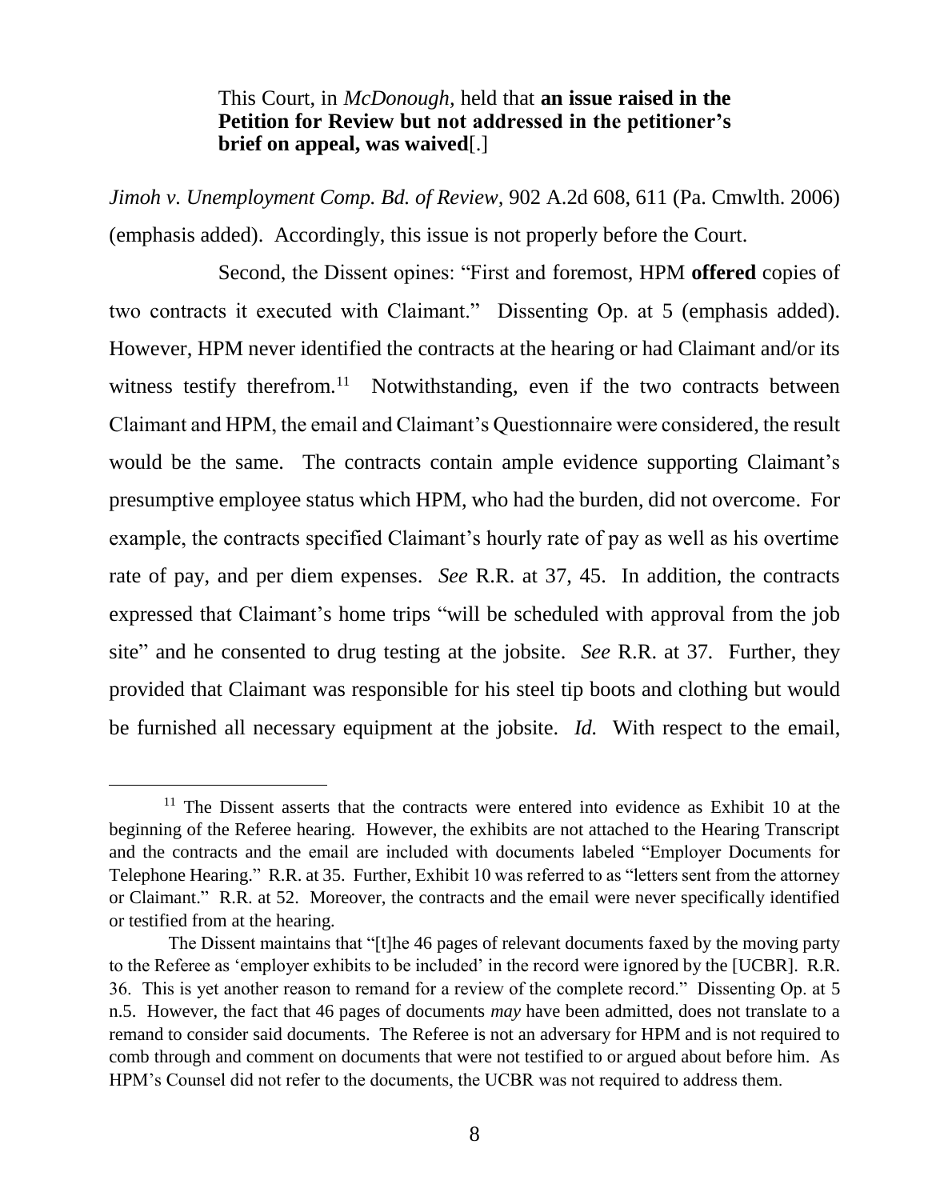> This Court, in *McDonough*, held that **an issue raised in the Petition for Review but not addressed in the petitioner's brief on appeal, was waived**[.]

*Jimoh v. Unemployment Comp. Bd. of Review*, 902 A.2d 608, 611 (Pa. Cmwlth. 2006) (emphasis added). Accordingly, this issue is not properly before the Court.

Second, the Dissent opines: "First and foremost, HPM **offered** copies of two contracts it executed with Claimant." Dissenting Op. at 5 (emphasis added). However, HPM never identified the contracts at the hearing or had Claimant and/or its witness testify therefrom.[11] Notwithstanding, even if the two contracts between Claimant and HPM, the email and Claimant's Questionnaire were considered, the result would be the same. The contracts contain ample evidence supporting Claimant's presumptive employee status which HPM, who had the burden, did not overcome. For example, the contracts specified Claimant's hourly rate of pay as well as his overtime rate of pay, and per diem expenses. *See* R.R. at 37, 45. In addition, the contracts expressed that Claimant's home trips "will be scheduled with approval from the job site" and he consented to drug testing at the jobsite. *See* R.R. at 37. Further, they provided that Claimant was responsible for his steel tip boots and clothing but would be furnished all necessary equipment at the jobsite. *Id.* With respect to the email,

---

[11] The Dissent asserts that the contracts were entered into evidence as Exhibit 10 at the beginning of the Referee hearing. However, the exhibits are not attached to the Hearing Transcript and the contracts and the email are included with documents labeled "Employer Documents for Telephone Hearing." R.R. at 35. Further, Exhibit 10 was referred to as "letters sent from the attorney or Claimant." R.R. at 52. Moreover, the contracts and the email were never specifically identified or testified from at the hearing.

The Dissent maintains that "[t]he 46 pages of relevant documents faxed by the moving party to the Referee as 'employer exhibits to be included' in the record were ignored by the [UCBR]. R.R. 36. This is yet another reason to remand for a review of the complete record." Dissenting Op. at 5 n.5. However, the fact that 46 pages of documents *may* have been admitted, does not translate to a remand to consider said documents. The Referee is not an adversary for HPM and is not required to comb through and comment on documents that were not testified to or argued about before him. As HPM's Counsel did not refer to the documents, the UCBR was not required to address them.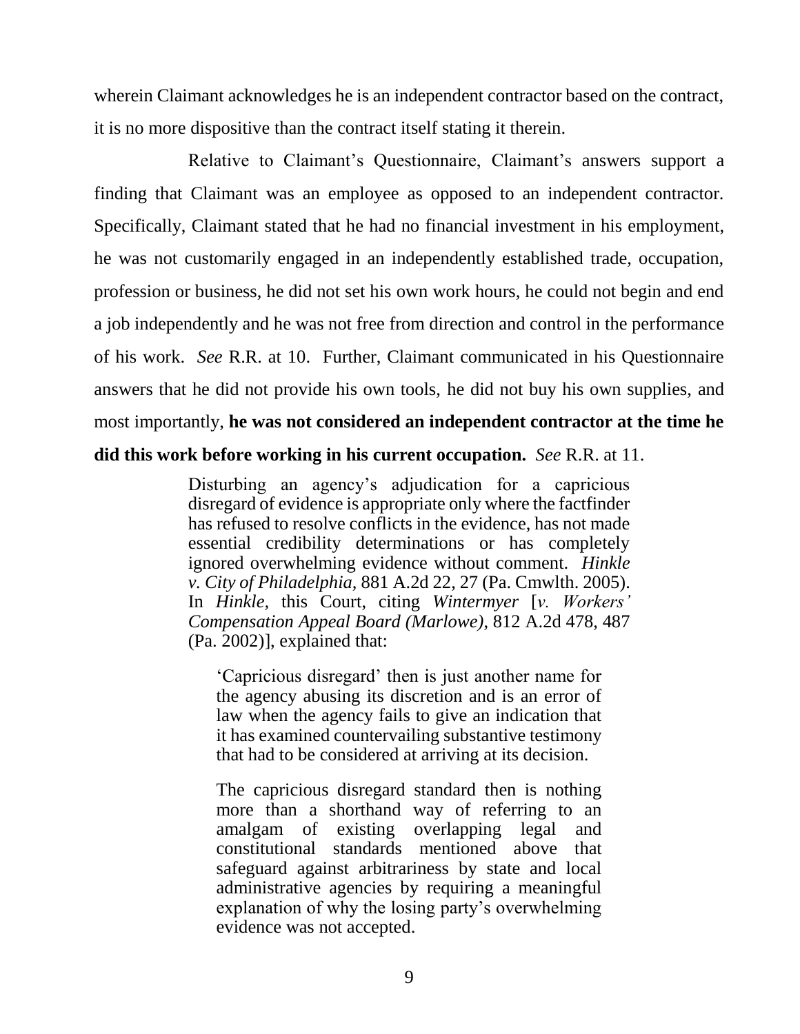wherein Claimant acknowledges he is an independent contractor based on the contract, it is no more dispositive than the contract itself stating it therein.

Relative to Claimant's Questionnaire, Claimant's answers support a finding that Claimant was an employee as opposed to an independent contractor. Specifically, Claimant stated that he had no financial investment in his employment, he was not customarily engaged in an independently established trade, occupation, profession or business, he did not set his own work hours, he could not begin and end a job independently and he was not free from direction and control in the performance of his work. *See* R.R. at 10. Further, Claimant communicated in his Questionnaire answers that he did not provide his own tools, he did not buy his own supplies, and most importantly, **he was not considered an independent contractor at the time he did this work before working in his current occupation.** *See* R.R. at 11.

> Disturbing an agency's adjudication for a capricious disregard of evidence is appropriate only where the factfinder has refused to resolve conflicts in the evidence, has not made essential credibility determinations or has completely ignored overwhelming evidence without comment. *Hinkle v. City of Philadelphia*, 881 A.2d 22, 27 (Pa. Cmwlth. 2005). In *Hinkle*, this Court, citing *Wintermyer* [*v. Workers' Compensation Appeal Board (Marlowe)*, 812 A.2d 478, 487 (Pa. 2002)], explained that:
>
> > 'Capricious disregard' then is just another name for the agency abusing its discretion and is an error of law when the agency fails to give an indication that it has examined countervailing substantive testimony that had to be considered at arriving at its decision.
> >
> > The capricious disregard standard then is nothing more than a shorthand way of referring to an amalgam of existing overlapping legal and constitutional standards mentioned above that safeguard against arbitrariness by state and local administrative agencies by requiring a meaningful explanation of why the losing party's overwhelming evidence was not accepted.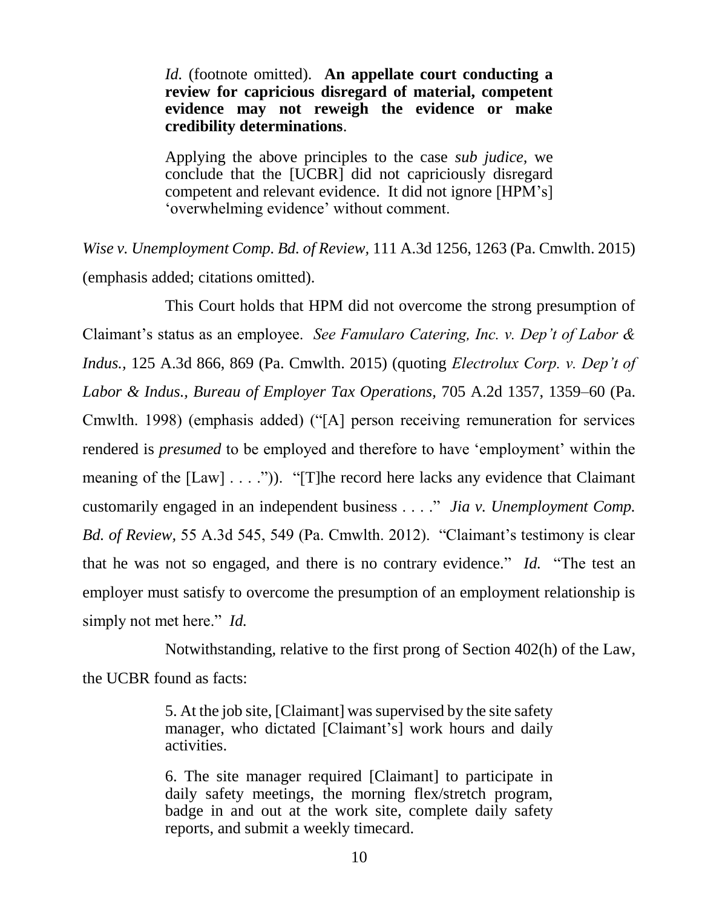> *Id.* (footnote omitted). **An appellate court conducting a review for capricious disregard of material, competent evidence may not reweigh the evidence or make credibility determinations**.
>
> Applying the above principles to the case *sub judice*, we conclude that the [UCBR] did not capriciously disregard competent and relevant evidence. It did not ignore [HPM's] 'overwhelming evidence' without comment.

*Wise v. Unemployment Comp. Bd. of Review*, 111 A.3d 1256, 1263 (Pa. Cmwlth. 2015) (emphasis added; citations omitted).

This Court holds that HPM did not overcome the strong presumption of Claimant's status as an employee. *See Famularo Catering, Inc. v. Dep't of Labor & Indus.*, 125 A.3d 866, 869 (Pa. Cmwlth. 2015) (quoting *Electrolux Corp. v. Dep't of Labor & Indus., Bureau of Employer Tax Operations*, 705 A.2d 1357, 1359–60 (Pa. Cmwlth. 1998) (emphasis added) ("[A] person receiving remuneration for services rendered is *presumed* to be employed and therefore to have 'employment' within the meaning of the [Law] . . . .")). "[T]he record here lacks any evidence that Claimant customarily engaged in an independent business . . . ." *Jia v. Unemployment Comp. Bd. of Review*, 55 A.3d 545, 549 (Pa. Cmwlth. 2012). "Claimant's testimony is clear that he was not so engaged, and there is no contrary evidence." *Id.* "The test an employer must satisfy to overcome the presumption of an employment relationship is simply not met here." *Id.*

Notwithstanding, relative to the first prong of Section 402(h) of the Law, the UCBR found as facts:

> 5. At the job site, [Claimant] was supervised by the site safety manager, who dictated [Claimant's] work hours and daily activities.
>
> 6. The site manager required [Claimant] to participate in daily safety meetings, the morning flex/stretch program, badge in and out at the work site, complete daily safety reports, and submit a weekly timecard.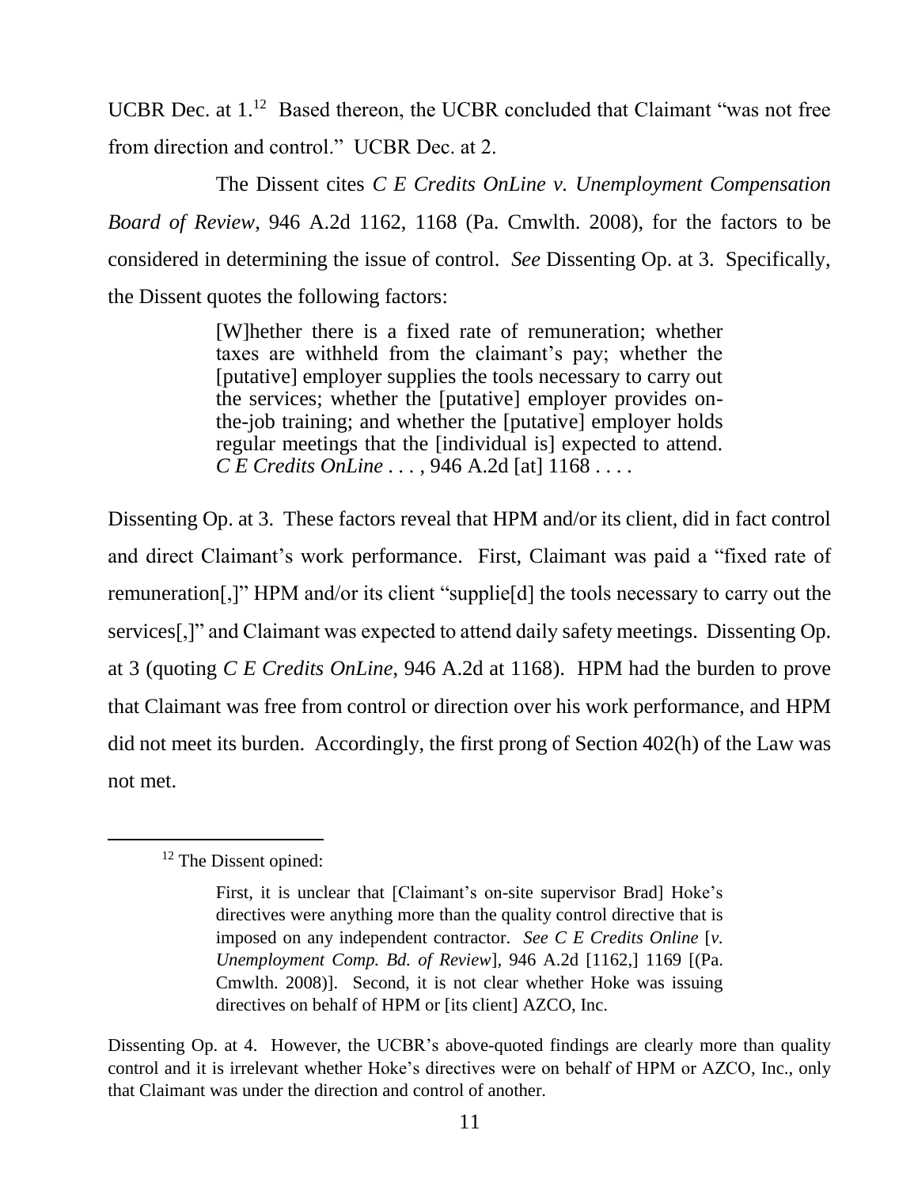UCBR Dec. at 1.[12] Based thereon, the UCBR concluded that Claimant "was not free from direction and control." UCBR Dec. at 2.

The Dissent cites *C E Credits OnLine v. Unemployment Compensation Board of Review*, 946 A.2d 1162, 1168 (Pa. Cmwlth. 2008), for the factors to be considered in determining the issue of control. *See* Dissenting Op. at 3. Specifically, the Dissent quotes the following factors:

> [W]hether there is a fixed rate of remuneration; whether taxes are withheld from the claimant's pay; whether the [putative] employer supplies the tools necessary to carry out the services; whether the [putative] employer provides on-the-job training; and whether the [putative] employer holds regular meetings that the [individual is] expected to attend. *C E Credits OnLine* . . . , 946 A.2d [at] 1168 . . . .

Dissenting Op. at 3. These factors reveal that HPM and/or its client, did in fact control and direct Claimant's work performance. First, Claimant was paid a "fixed rate of remuneration[,]" HPM and/or its client "supplie[d] the tools necessary to carry out the services[,]" and Claimant was expected to attend daily safety meetings. Dissenting Op. at 3 (quoting *C E Credits OnLine*, 946 A.2d at 1168). HPM had the burden to prove that Claimant was free from control or direction over his work performance, and HPM did not meet its burden. Accordingly, the first prong of Section 402(h) of the Law was not met.

---

[12] The Dissent opined:

> First, it is unclear that [Claimant's on-site supervisor Brad] Hoke's directives were anything more than the quality control directive that is imposed on any independent contractor. *See C E Credits Online* [*v. Unemployment Comp. Bd. of Review*], 946 A.2d [1162,] 1169 [(Pa. Cmwlth. 2008)]. Second, it is not clear whether Hoke was issuing directives on behalf of HPM or [its client] AZCO, Inc.

Dissenting Op. at 4. However, the UCBR's above-quoted findings are clearly more than quality control and it is irrelevant whether Hoke's directives were on behalf of HPM or AZCO, Inc., only that Claimant was under the direction and control of another.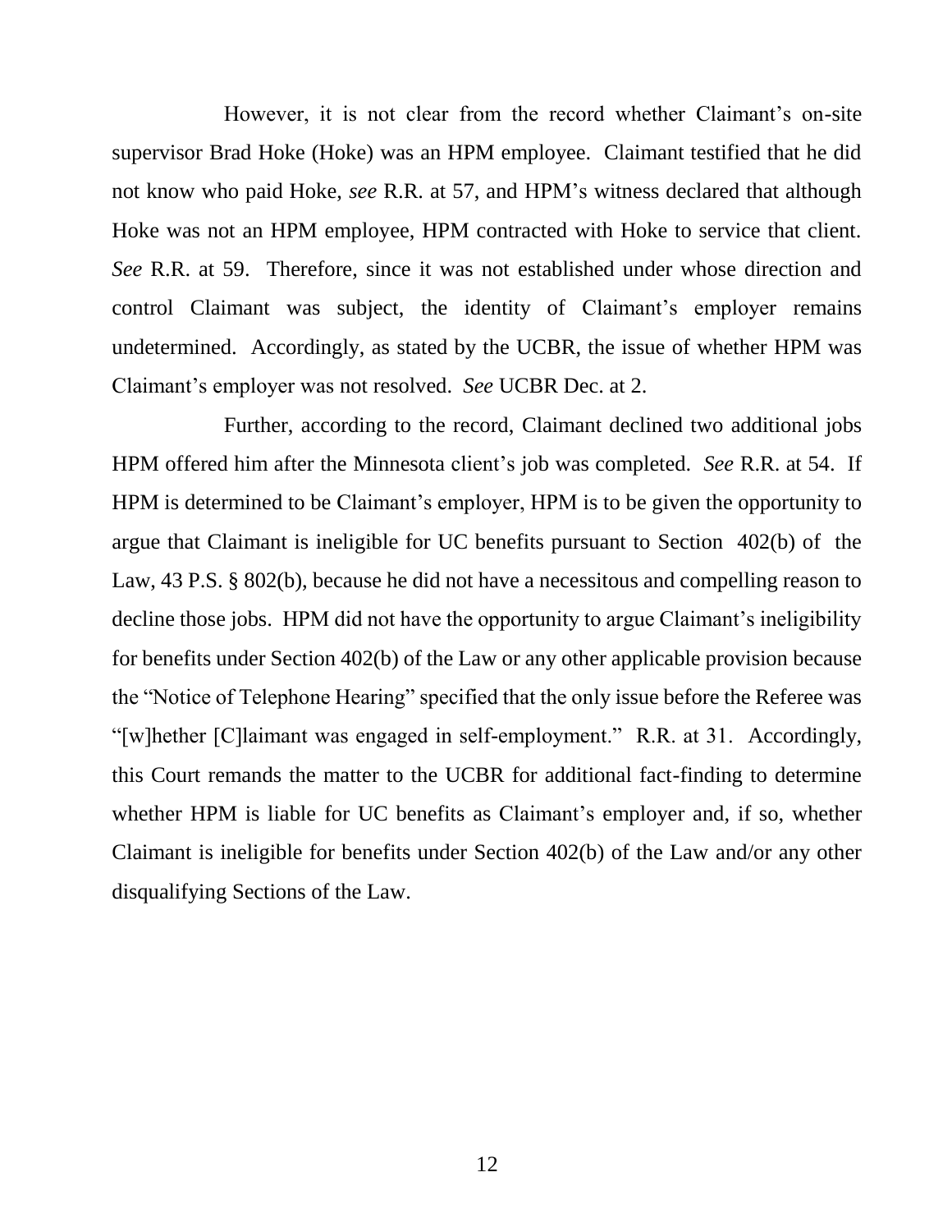However, it is not clear from the record whether Claimant's on-site supervisor Brad Hoke (Hoke) was an HPM employee. Claimant testified that he did not know who paid Hoke, *see* R.R. at 57, and HPM's witness declared that although Hoke was not an HPM employee, HPM contracted with Hoke to service that client. *See* R.R. at 59. Therefore, since it was not established under whose direction and control Claimant was subject, the identity of Claimant's employer remains undetermined. Accordingly, as stated by the UCBR, the issue of whether HPM was Claimant's employer was not resolved. *See* UCBR Dec. at 2.

Further, according to the record, Claimant declined two additional jobs HPM offered him after the Minnesota client's job was completed. *See* R.R. at 54. If HPM is determined to be Claimant's employer, HPM is to be given the opportunity to argue that Claimant is ineligible for UC benefits pursuant to Section 402(b) of the Law, 43 P.S. § 802(b), because he did not have a necessitous and compelling reason to decline those jobs. HPM did not have the opportunity to argue Claimant's ineligibility for benefits under Section 402(b) of the Law or any other applicable provision because the "Notice of Telephone Hearing" specified that the only issue before the Referee was "[w]hether [C]laimant was engaged in self-employment." R.R. at 31. Accordingly, this Court remands the matter to the UCBR for additional fact-finding to determine whether HPM is liable for UC benefits as Claimant's employer and, if so, whether Claimant is ineligible for benefits under Section 402(b) of the Law and/or any other disqualifying Sections of the Law.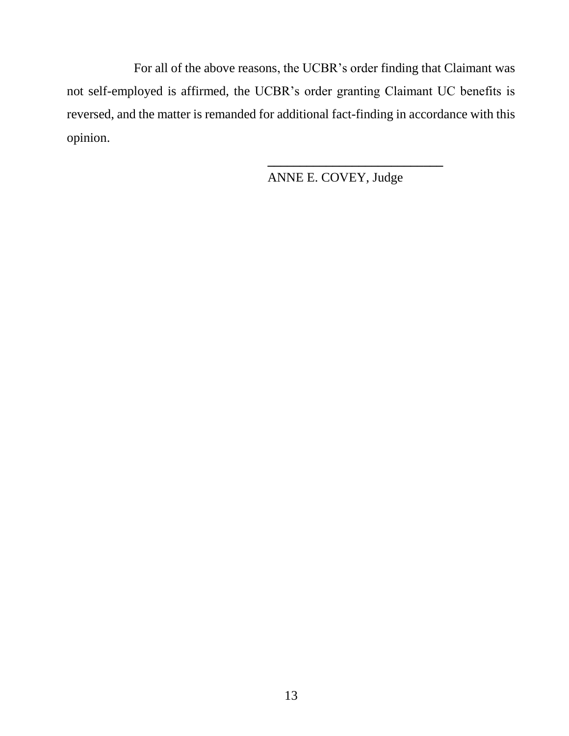For all of the above reasons, the UCBR's order finding that Claimant was not self-employed is affirmed, the UCBR's order granting Claimant UC benefits is reversed, and the matter is remanded for additional fact-finding in accordance with this opinion.

\_\_\_\_\_\_\_\_\_\_\_\_\_\_\_\_\_\_\_\_\_\_\_\_\_\_\_\_\_

ANNE E. COVEY, Judge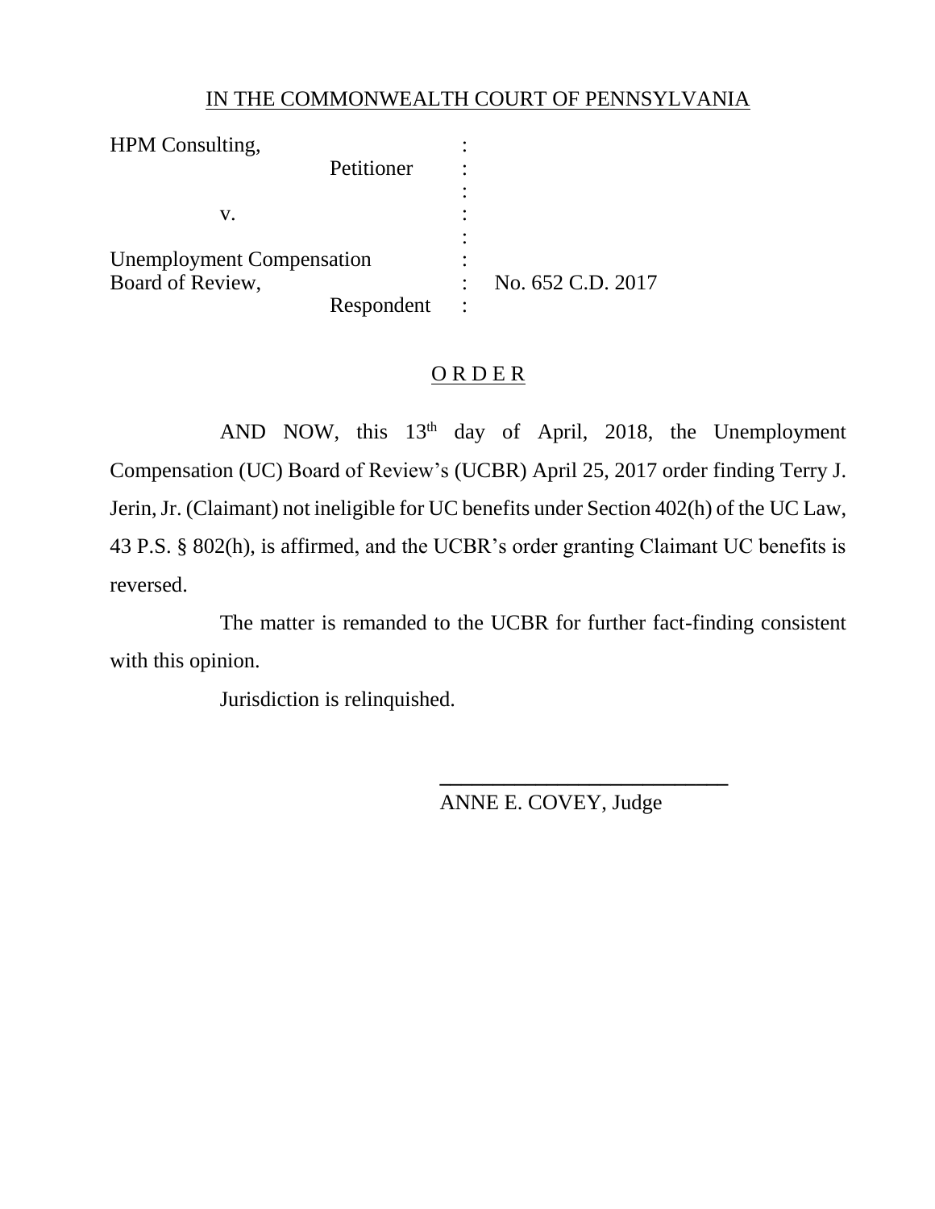IN THE COMMONWEALTH COURT OF PENNSYLVANIA

| | | |
|---|---|---|
| HPM Consulting, | : | |
| Petitioner | : | |
| | : | |
| v. | : | |
| | : | |
| Unemployment Compensation | : | |
| Board of Review, | : | No. 652 C.D. 2017 |
| Respondent | : | |

## O R D E R

AND NOW, this 13th day of April, 2018, the Unemployment Compensation (UC) Board of Review's (UCBR) April 25, 2017 order finding Terry J. Jerin, Jr. (Claimant) not ineligible for UC benefits under Section 402(h) of the UC Law, 43 P.S. § 802(h), is affirmed, and the UCBR's order granting Claimant UC benefits is reversed.

The matter is remanded to the UCBR for further fact-finding consistent with this opinion.

Jurisdiction is relinquished.

___________________________

ANNE E. COVEY, Judge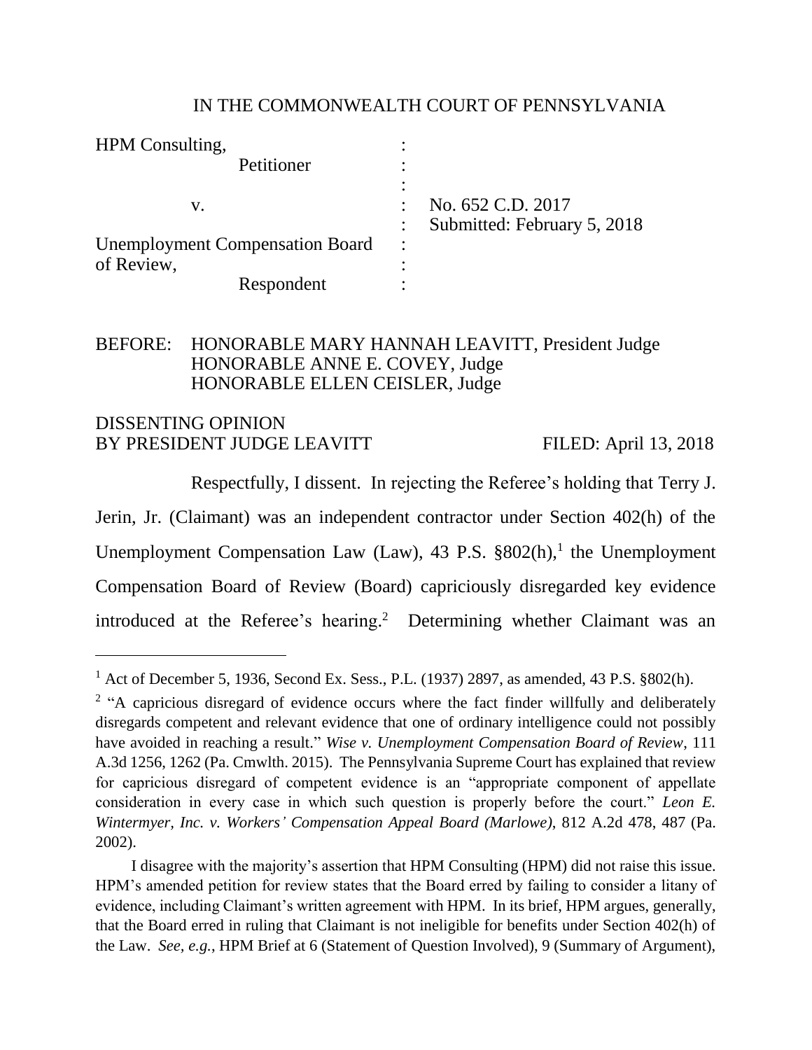IN THE COMMONWEALTH COURT OF PENNSYLVANIA

| | | |
|---|---|---|
| HPM Consulting, Petitioner | : | |
| v. | : | No. 652 C.D. 2017 |
| | : | Submitted: February 5, 2018 |
| Unemployment Compensation Board of Review, Respondent | : | |

BEFORE: HONORABLE MARY HANNAH LEAVITT, President Judge
HONORABLE ANNE E. COVEY, Judge
HONORABLE ELLEN CEISLER, Judge

DISSENTING OPINION
BY PRESIDENT JUDGE LEAVITT  FILED: April 13, 2018

Respectfully, I dissent. In rejecting the Referee's holding that Terry J. Jerin, Jr. (Claimant) was an independent contractor under Section 402(h) of the Unemployment Compensation Law (Law), 43 P.S. §802(h),[1] the Unemployment Compensation Board of Review (Board) capriciously disregarded key evidence introduced at the Referee's hearing.[2] Determining whether Claimant was an

---

[1] Act of December 5, 1936, Second Ex. Sess., P.L. (1937) 2897, as amended, 43 P.S. §802(h).

[2] "A capricious disregard of evidence occurs where the fact finder willfully and deliberately disregards competent and relevant evidence that one of ordinary intelligence could not possibly have avoided in reaching a result." *Wise v. Unemployment Compensation Board of Review*, 111 A.3d 1256, 1262 (Pa. Cmwlth. 2015). The Pennsylvania Supreme Court has explained that review for capricious disregard of competent evidence is an "appropriate component of appellate consideration in every case in which such question is properly before the court." *Leon E. Wintermyer, Inc. v. Workers' Compensation Appeal Board (Marlowe)*, 812 A.2d 478, 487 (Pa. 2002).

I disagree with the majority's assertion that HPM Consulting (HPM) did not raise this issue. HPM's amended petition for review states that the Board erred by failing to consider a litany of evidence, including Claimant's written agreement with HPM. In its brief, HPM argues, generally, that the Board erred in ruling that Claimant is not ineligible for benefits under Section 402(h) of the Law. *See, e.g.*, HPM Brief at 6 (Statement of Question Involved), 9 (Summary of Argument),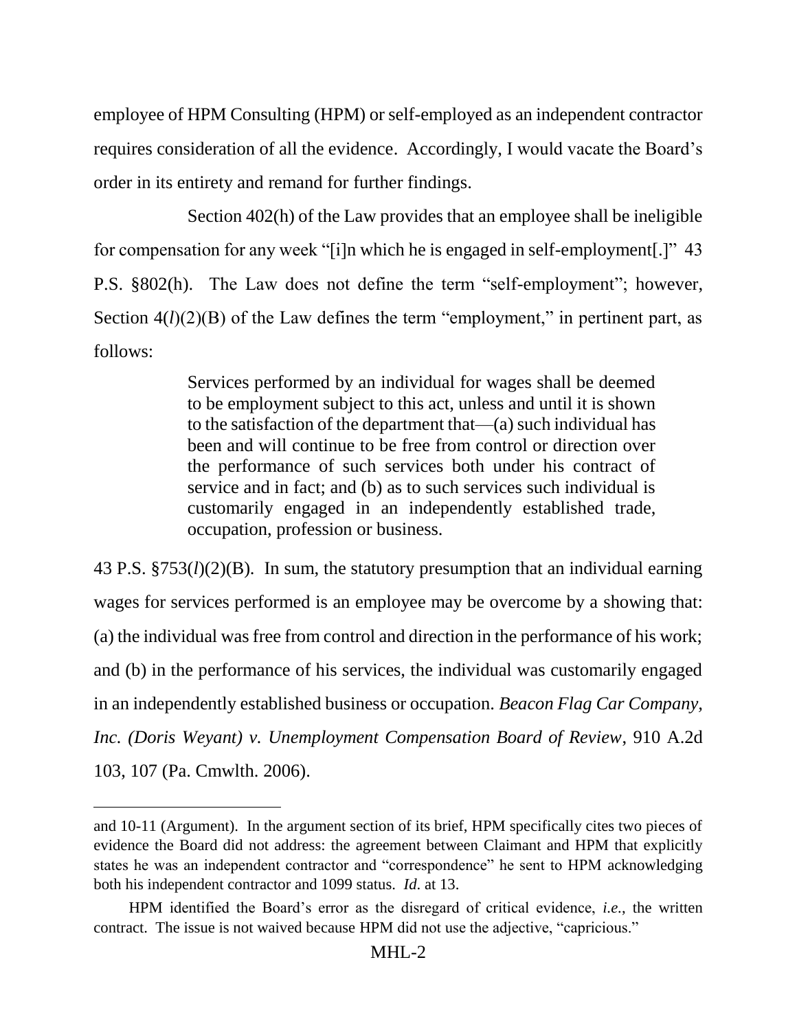employee of HPM Consulting (HPM) or self-employed as an independent contractor requires consideration of all the evidence. Accordingly, I would vacate the Board's order in its entirety and remand for further findings.

Section 402(h) of the Law provides that an employee shall be ineligible for compensation for any week "[i]n which he is engaged in self-employment[.]" 43 P.S. §802(h). The Law does not define the term "self-employment"; however, Section 4(*l*)(2)(B) of the Law defines the term "employment," in pertinent part, as follows:

> Services performed by an individual for wages shall be deemed to be employment subject to this act, unless and until it is shown to the satisfaction of the department that—(a) such individual has been and will continue to be free from control or direction over the performance of such services both under his contract of service and in fact; and (b) as to such services such individual is customarily engaged in an independently established trade, occupation, profession or business.

43 P.S. §753(*l*)(2)(B). In sum, the statutory presumption that an individual earning wages for services performed is an employee may be overcome by a showing that: (a) the individual was free from control and direction in the performance of his work; and (b) in the performance of his services, the individual was customarily engaged in an independently established business or occupation. *Beacon Flag Car Company, Inc. (Doris Weyant) v. Unemployment Compensation Board of Review*, 910 A.2d 103, 107 (Pa. Cmwlth. 2006).

---

and 10-11 (Argument). In the argument section of its brief, HPM specifically cites two pieces of evidence the Board did not address: the agreement between Claimant and HPM that explicitly states he was an independent contractor and "correspondence" he sent to HPM acknowledging both his independent contractor and 1099 status. *Id*. at 13.

HPM identified the Board's error as the disregard of critical evidence, *i.e.*, the written contract. The issue is not waived because HPM did not use the adjective, "capricious."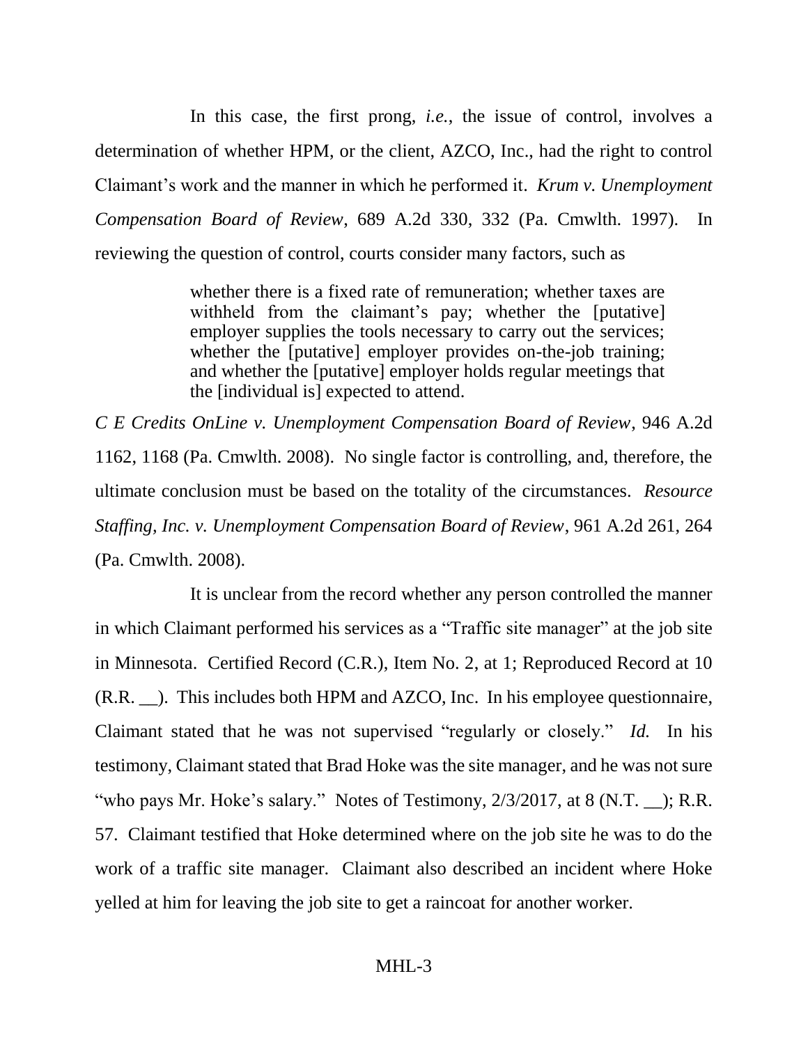In this case, the first prong, *i.e.*, the issue of control, involves a determination of whether HPM, or the client, AZCO, Inc., had the right to control Claimant's work and the manner in which he performed it. *Krum v. Unemployment Compensation Board of Review*, 689 A.2d 330, 332 (Pa. Cmwlth. 1997). In reviewing the question of control, courts consider many factors, such as

> whether there is a fixed rate of remuneration; whether taxes are withheld from the claimant's pay; whether the [putative] employer supplies the tools necessary to carry out the services; whether the [putative] employer provides on-the-job training; and whether the [putative] employer holds regular meetings that the [individual is] expected to attend.

*C E Credits OnLine v. Unemployment Compensation Board of Review*, 946 A.2d 1162, 1168 (Pa. Cmwlth. 2008). No single factor is controlling, and, therefore, the ultimate conclusion must be based on the totality of the circumstances. *Resource Staffing, Inc. v. Unemployment Compensation Board of Review*, 961 A.2d 261, 264 (Pa. Cmwlth. 2008).

It is unclear from the record whether any person controlled the manner in which Claimant performed his services as a "Traffic site manager" at the job site in Minnesota. Certified Record (C.R.), Item No. 2, at 1; Reproduced Record at 10 (R.R. __). This includes both HPM and AZCO, Inc. In his employee questionnaire, Claimant stated that he was not supervised "regularly or closely." *Id.* In his testimony, Claimant stated that Brad Hoke was the site manager, and he was not sure "who pays Mr. Hoke's salary." Notes of Testimony, 2/3/2017, at 8 (N.T. __); R.R. 57. Claimant testified that Hoke determined where on the job site he was to do the work of a traffic site manager. Claimant also described an incident where Hoke yelled at him for leaving the job site to get a raincoat for another worker.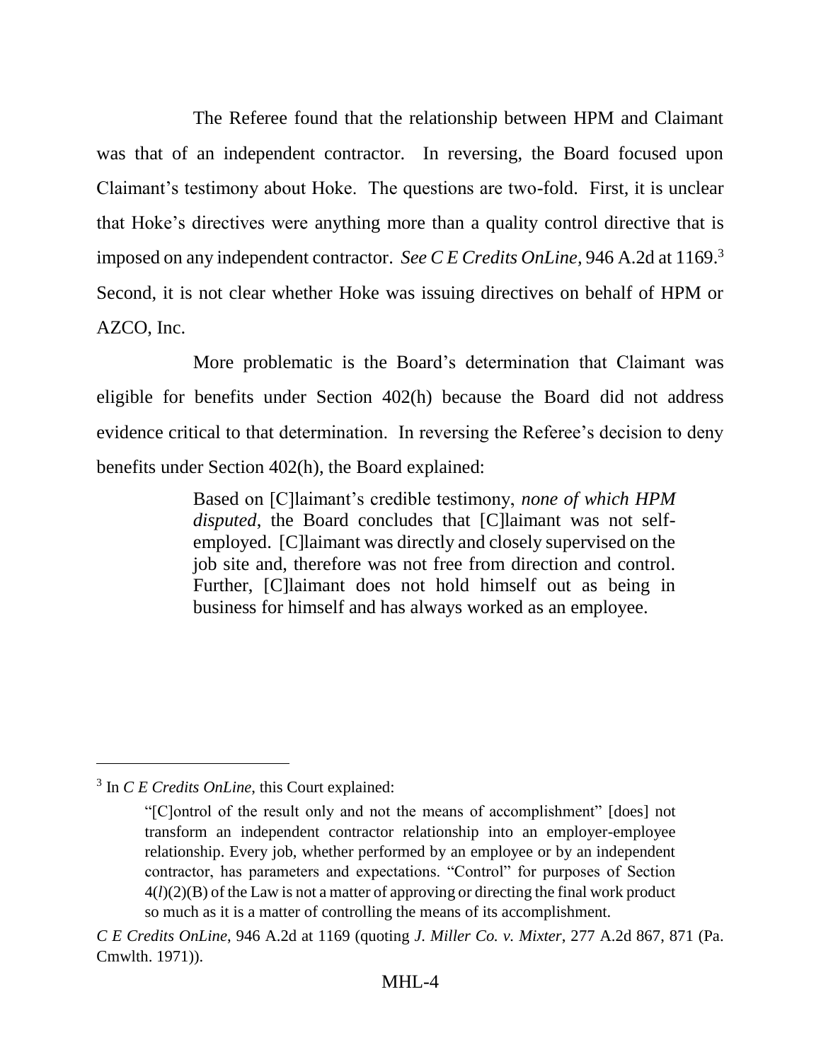The Referee found that the relationship between HPM and Claimant was that of an independent contractor. In reversing, the Board focused upon Claimant's testimony about Hoke. The questions are two-fold. First, it is unclear that Hoke's directives were anything more than a quality control directive that is imposed on any independent contractor. *See C E Credits OnLine*, 946 A.2d at 1169.[3] Second, it is not clear whether Hoke was issuing directives on behalf of HPM or AZCO, Inc.

More problematic is the Board's determination that Claimant was eligible for benefits under Section 402(h) because the Board did not address evidence critical to that determination. In reversing the Referee's decision to deny benefits under Section 402(h), the Board explained:

> Based on [C]laimant's credible testimony, *none of which HPM disputed*, the Board concludes that [C]laimant was not self-employed. [C]laimant was directly and closely supervised on the job site and, therefore was not free from direction and control. Further, [C]laimant does not hold himself out as being in business for himself and has always worked as an employee.

---

[3] In *C E Credits OnLine*, this Court explained:

> "[C]ontrol of the result only and not the means of accomplishment" [does] not transform an independent contractor relationship into an employer-employee relationship. Every job, whether performed by an employee or by an independent contractor, has parameters and expectations. "Control" for purposes of Section 4(*l*)(2)(B) of the Law is not a matter of approving or directing the final work product so much as it is a matter of controlling the means of its accomplishment.

*C E Credits OnLine*, 946 A.2d at 1169 (quoting *J. Miller Co. v. Mixter*, 277 A.2d 867, 871 (Pa. Cmwlth. 1971)).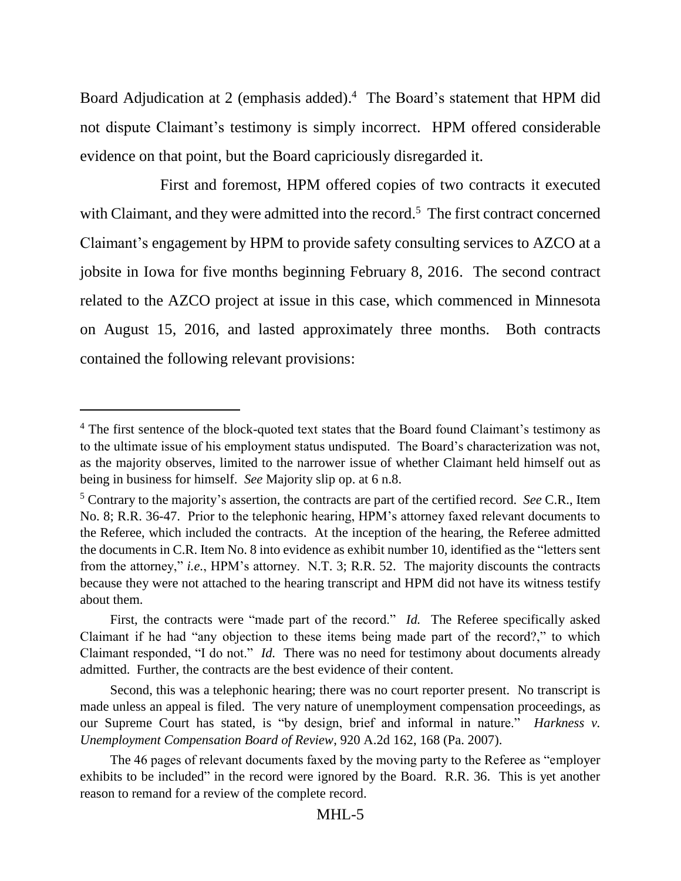Board Adjudication at 2 (emphasis added).[4] The Board's statement that HPM did not dispute Claimant's testimony is simply incorrect. HPM offered considerable evidence on that point, but the Board capriciously disregarded it.

First and foremost, HPM offered copies of two contracts it executed with Claimant, and they were admitted into the record.[5] The first contract concerned Claimant's engagement by HPM to provide safety consulting services to AZCO at a jobsite in Iowa for five months beginning February 8, 2016. The second contract related to the AZCO project at issue in this case, which commenced in Minnesota on August 15, 2016, and lasted approximately three months. Both contracts contained the following relevant provisions:

---

[4] The first sentence of the block-quoted text states that the Board found Claimant's testimony as to the ultimate issue of his employment status undisputed. The Board's characterization was not, as the majority observes, limited to the narrower issue of whether Claimant held himself out as being in business for himself. *See* Majority slip op. at 6 n.8.

[5] Contrary to the majority's assertion, the contracts are part of the certified record. *See* C.R., Item No. 8; R.R. 36-47. Prior to the telephonic hearing, HPM's attorney faxed relevant documents to the Referee, which included the contracts. At the inception of the hearing, the Referee admitted the documents in C.R. Item No. 8 into evidence as exhibit number 10, identified as the "letters sent from the attorney," *i.e.*, HPM's attorney. N.T. 3; R.R. 52. The majority discounts the contracts because they were not attached to the hearing transcript and HPM did not have its witness testify about them.

First, the contracts were "made part of the record." *Id.* The Referee specifically asked Claimant if he had "any objection to these items being made part of the record?," to which Claimant responded, "I do not." *Id.* There was no need for testimony about documents already admitted. Further, the contracts are the best evidence of their content.

Second, this was a telephonic hearing; there was no court reporter present. No transcript is made unless an appeal is filed. The very nature of unemployment compensation proceedings, as our Supreme Court has stated, is "by design, brief and informal in nature." *Harkness v. Unemployment Compensation Board of Review*, 920 A.2d 162, 168 (Pa. 2007).

The 46 pages of relevant documents faxed by the moving party to the Referee as "employer exhibits to be included" in the record were ignored by the Board. R.R. 36. This is yet another reason to remand for a review of the complete record.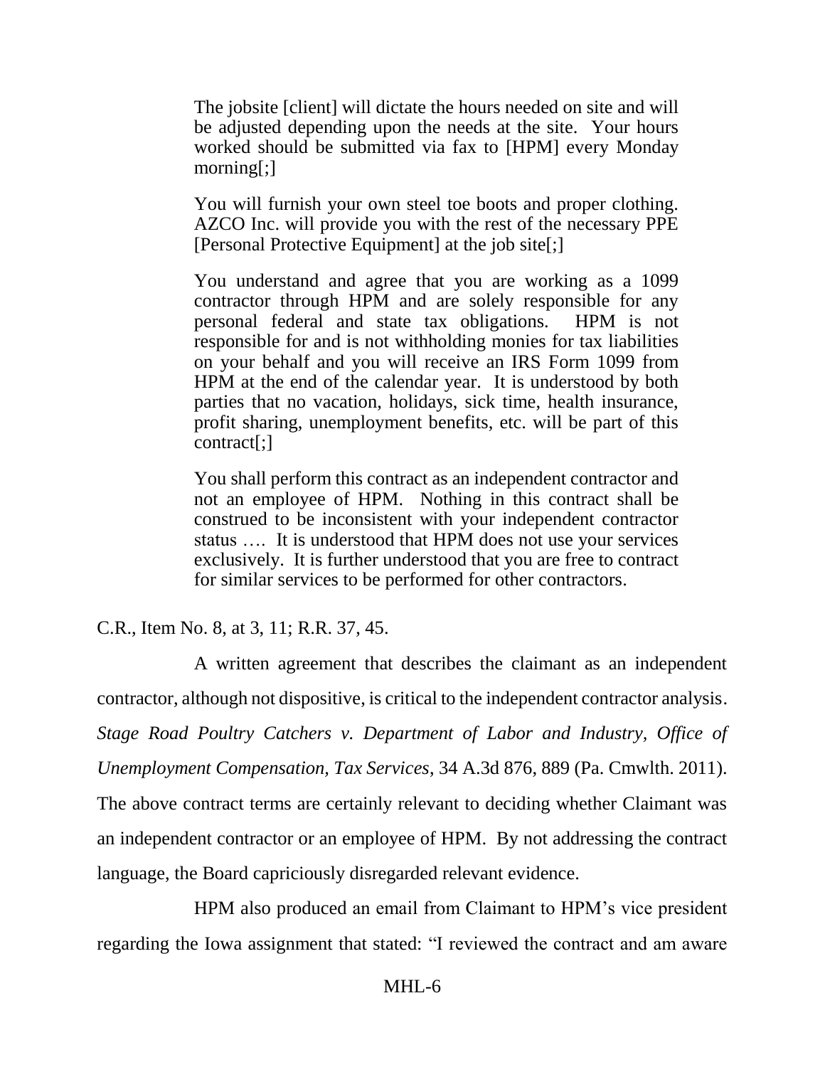> The jobsite [client] will dictate the hours needed on site and will be adjusted depending upon the needs at the site. Your hours worked should be submitted via fax to [HPM] every Monday morning[;]
>
> You will furnish your own steel toe boots and proper clothing. AZCO Inc. will provide you with the rest of the necessary PPE [Personal Protective Equipment] at the job site[;]
>
> You understand and agree that you are working as a 1099 contractor through HPM and are solely responsible for any personal federal and state tax obligations. HPM is not responsible for and is not withholding monies for tax liabilities on your behalf and you will receive an IRS Form 1099 from HPM at the end of the calendar year. It is understood by both parties that no vacation, holidays, sick time, health insurance, profit sharing, unemployment benefits, etc. will be part of this contract[;]
>
> You shall perform this contract as an independent contractor and not an employee of HPM. Nothing in this contract shall be construed to be inconsistent with your independent contractor status …. It is understood that HPM does not use your services exclusively. It is further understood that you are free to contract for similar services to be performed for other contractors.

C.R., Item No. 8, at 3, 11; R.R. 37, 45.

A written agreement that describes the claimant as an independent contractor, although not dispositive, is critical to the independent contractor analysis. *Stage Road Poultry Catchers v. Department of Labor and Industry, Office of Unemployment Compensation, Tax Services*, 34 A.3d 876, 889 (Pa. Cmwlth. 2011). The above contract terms are certainly relevant to deciding whether Claimant was an independent contractor or an employee of HPM. By not addressing the contract language, the Board capriciously disregarded relevant evidence.

HPM also produced an email from Claimant to HPM's vice president regarding the Iowa assignment that stated: "I reviewed the contract and am aware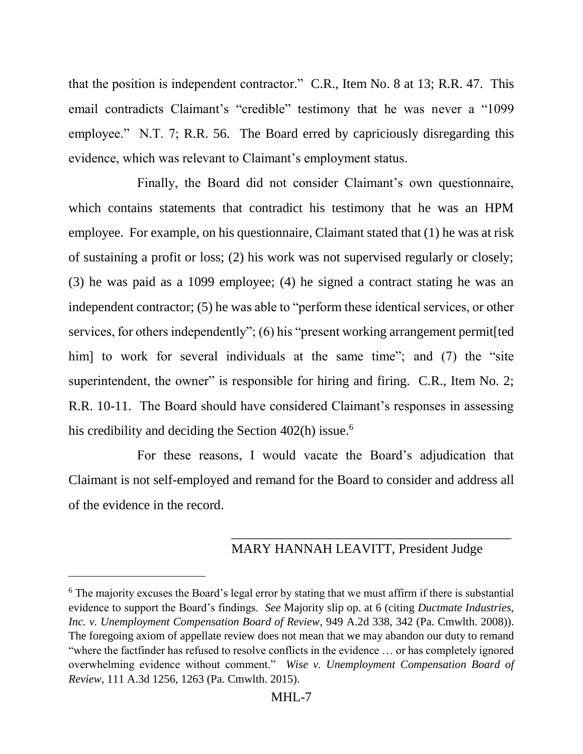that the position is independent contractor." C.R., Item No. 8 at 13; R.R. 47. This email contradicts Claimant's "credible" testimony that he was never a "1099 employee." N.T. 7; R.R. 56. The Board erred by capriciously disregarding this evidence, which was relevant to Claimant's employment status.

Finally, the Board did not consider Claimant's own questionnaire, which contains statements that contradict his testimony that he was an HPM employee. For example, on his questionnaire, Claimant stated that (1) he was at risk of sustaining a profit or loss; (2) his work was not supervised regularly or closely; (3) he was paid as a 1099 employee; (4) he signed a contract stating he was an independent contractor; (5) he was able to "perform these identical services, or other services, for others independently"; (6) his "present working arrangement permit[ted him] to work for several individuals at the same time"; and (7) the "site superintendent, the owner" is responsible for hiring and firing. C.R., Item No. 2; R.R. 10-11. The Board should have considered Claimant's responses in assessing his credibility and deciding the Section 402(h) issue.[6]

For these reasons, I would vacate the Board's adjudication that Claimant is not self-employed and remand for the Board to consider and address all of the evidence in the record.

\_\_\_\_\_\_\_\_\_\_\_\_\_\_\_\_\_\_\_\_\_\_\_\_\_\_\_\_\_\_\_\_\_\_\_\_\_\_\_\_\_\_\_\_

MARY HANNAH LEAVITT, President Judge

---

[6] The majority excuses the Board's legal error by stating that we must affirm if there is substantial evidence to support the Board's findings. *See* Majority slip op. at 6 (citing *Ductmate Industries, Inc. v. Unemployment Compensation Board of Review*, 949 A.2d 338, 342 (Pa. Cmwlth. 2008)). The foregoing axiom of appellate review does not mean that we may abandon our duty to remand "where the factfinder has refused to resolve conflicts in the evidence … or has completely ignored overwhelming evidence without comment." *Wise v. Unemployment Compensation Board of Review*, 111 A.3d 1256, 1263 (Pa. Cmwlth. 2015).